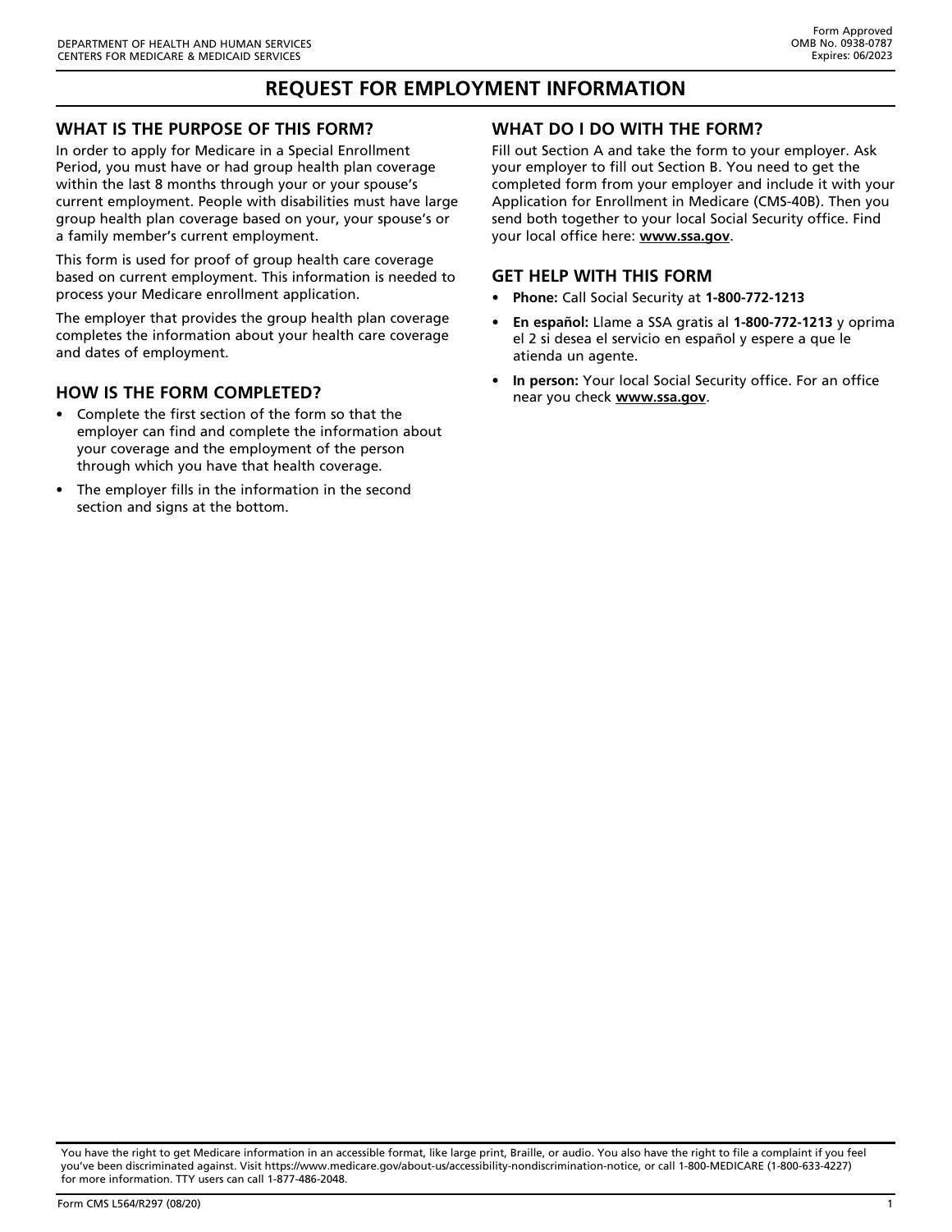DEPARTMENT OF HEALTH AND HUMAN SERVICES
CENTERS FOR MEDICARE & MEDICAID SERVICES

Form Approved
OMB No. 0938-0787
Expires: 06/2023

# REQUEST FOR EMPLOYMENT INFORMATION

## WHAT IS THE PURPOSE OF THIS FORM?

In order to apply for Medicare in a Special Enrollment Period, you must have or had group health plan coverage within the last 8 months through your or your spouse's current employment. People with disabilities must have large group health plan coverage based on your, your spouse's or a family member's current employment.

This form is used for proof of group health care coverage based on current employment. This information is needed to process your Medicare enrollment application.

The employer that provides the group health plan coverage completes the information about your health care coverage and dates of employment.

## HOW IS THE FORM COMPLETED?

- Complete the first section of the form so that the employer can find and complete the information about your coverage and the employment of the person through which you have that health coverage.
- The employer fills in the information in the second section and signs at the bottom.

## WHAT DO I DO WITH THE FORM?

Fill out Section A and take the form to your employer. Ask your employer to fill out Section B. You need to get the completed form from your employer and include it with your Application for Enrollment in Medicare (CMS-40B). Then you send both together to your local Social Security office. Find your local office here: **www.ssa.gov**.

## GET HELP WITH THIS FORM

- **Phone:** Call Social Security at **1-800-772-1213**
- **En español:** Llame a SSA gratis al **1-800-772-1213** y oprima el 2 si desea el servicio en español y espere a que le atienda un agente.
- **In person:** Your local Social Security office. For an office near you check **www.ssa.gov**.

You have the right to get Medicare information in an accessible format, like large print, Braille, or audio. You also have the right to file a complaint if you feel you've been discriminated against. Visit https://www.medicare.gov/about-us/accessibility-nondiscrimination-notice, or call 1-800-MEDICARE (1-800-633-4227) for more information. TTY users can call 1-877-486-2048.

Form CMS L564/R297 (08/20)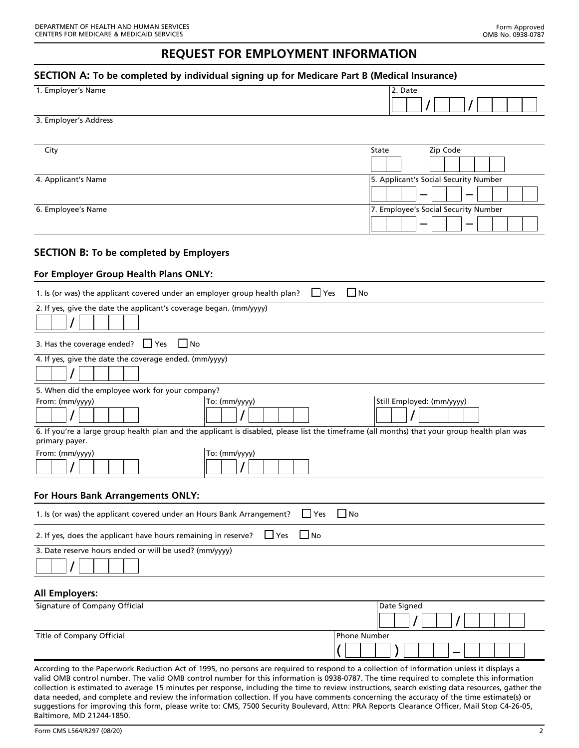DEPARTMENT OF HEALTH AND HUMAN SERVICES
CENTERS FOR MEDICARE & MEDICAID SERVICES

Form Approved
OMB No. 0938-0787

# REQUEST FOR EMPLOYMENT INFORMATION

## SECTION A: To be completed by individual signing up for Medicare Part B (Medical Insurance)

| 1. Employer's Name | 2. Date<br>__ __ / __ __ / __ __ __ __ |
|---|---|
| 3. Employer's Address | |
| City | State __ __ Zip Code __ __ __ __ __ |
| 4. Applicant's Name | 5. Applicant's Social Security Number<br>__ __ __ – __ __ – __ __ __ __ |
| 6. Employee's Name | 7. Employee's Social Security Number<br>__ __ __ – __ __ – __ __ __ __ |

## SECTION B: To be completed by Employers

### For Employer Group Health Plans ONLY:

1. Is (or was) the applicant covered under an employer group health plan? ☐ Yes ☐ No

2. If yes, give the date the applicant's coverage began. (mm/yyyy)
__ __ / __ __ __ __

3. Has the coverage ended? ☐ Yes ☐ No

4. If yes, give the date the coverage ended. (mm/yyyy)
__ __ / __ __ __ __

5. When did the employee work for your company?

| From: (mm/yyyy) | To: (mm/yyyy) | Still Employed: (mm/yyyy) |
|---|---|---|
| __ __ / __ __ __ __ | __ __ / __ __ __ __ | __ __ / __ __ __ __ |

6. If you're a large group health plan and the applicant is disabled, please list the timeframe (all months) that your group health plan was primary payer.

| From: (mm/yyyy) | To: (mm/yyyy) |
|---|---|
| __ __ / __ __ __ __ | __ __ / __ __ __ __ |

### For Hours Bank Arrangements ONLY:

1. Is (or was) the applicant covered under an Hours Bank Arrangement? ☐ Yes ☐ No

2. If yes, does the applicant have hours remaining in reserve? ☐ Yes ☐ No

3. Date reserve hours ended or will be used? (mm/yyyy)
__ __ / __ __ __ __

### All Employers:

| Signature of Company Official | Date Signed<br>__ __ / __ __ / __ __ __ __ |
|---|---|
| Title of Company Official | Phone Number<br>( __ __ __ ) __ __ __ – __ __ __ __ |

According to the Paperwork Reduction Act of 1995, no persons are required to respond to a collection of information unless it displays a valid OMB control number. The valid OMB control number for this information is 0938-0787. The time required to complete this information collection is estimated to average 15 minutes per response, including the time to review instructions, search existing data resources, gather the data needed, and complete and review the information collection. If you have comments concerning the accuracy of the time estimate(s) or suggestions for improving this form, please write to: CMS, 7500 Security Boulevard, Attn: PRA Reports Clearance Officer, Mail Stop C4-26-05, Baltimore, MD 21244-1850.

Form CMS L564/R297 (08/20)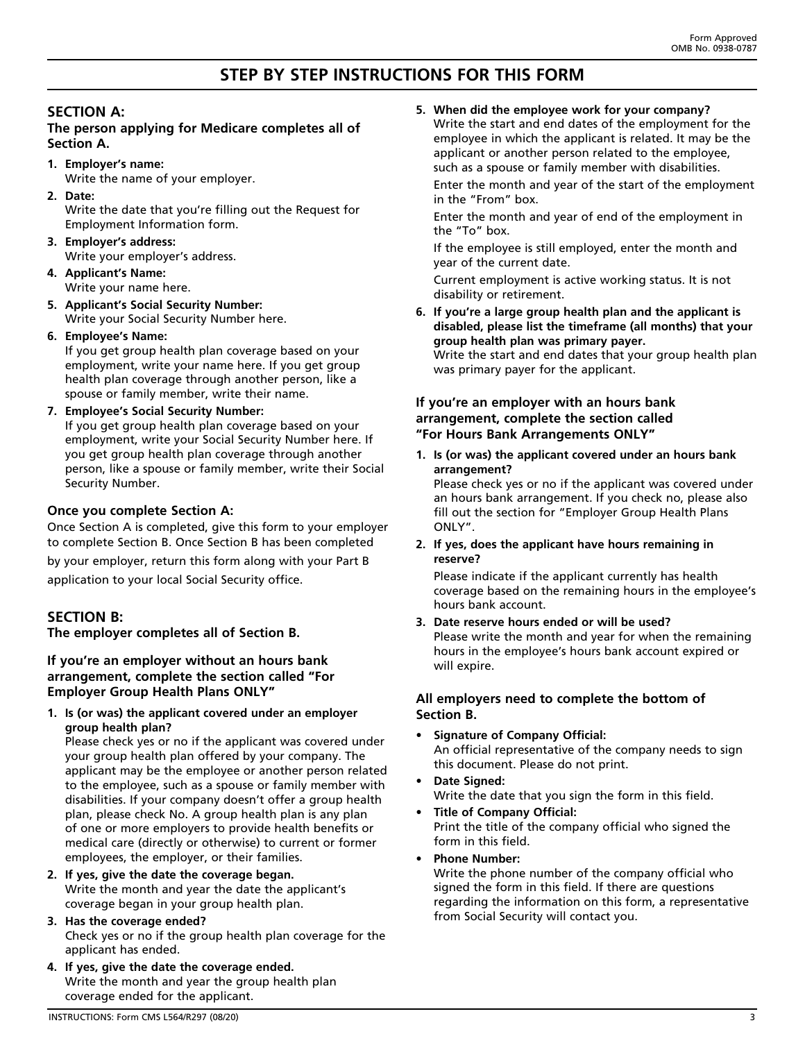Form Approved
OMB No. 0938-0787

# STEP BY STEP INSTRUCTIONS FOR THIS FORM

## SECTION A:

**The person applying for Medicare completes all of Section A.**

1. **Employer's name:**
   Write the name of your employer.
2. **Date:**
   Write the date that you're filling out the Request for Employment Information form.
3. **Employer's address:**
   Write your employer's address.
4. **Applicant's Name:**
   Write your name here.
5. **Applicant's Social Security Number:**
   Write your Social Security Number here.
6. **Employee's Name:**
   If you get group health plan coverage based on your employment, write your name here. If you get group health plan coverage through another person, like a spouse or family member, write their name.
7. **Employee's Social Security Number:**
   If you get group health plan coverage based on your employment, write your Social Security Number here. If you get group health plan coverage through another person, like a spouse or family member, write their Social Security Number.

### Once you complete Section A:

Once Section A is completed, give this form to your employer to complete Section B. Once Section B has been completed by your employer, return this form along with your Part B application to your local Social Security office.

## SECTION B:

**The employer completes all of Section B.**

### If you're an employer without an hours bank arrangement, complete the section called "For Employer Group Health Plans ONLY"

1. **Is (or was) the applicant covered under an employer group health plan?**
   Please check yes or no if the applicant was covered under your group health plan offered by your company. The applicant may be the employee or another person related to the employee, such as a spouse or family member with disabilities. If your company doesn't offer a group health plan, please check No. A group health plan is any plan of one or more employers to provide health benefits or medical care (directly or otherwise) to current or former employees, the employer, or their families.
2. **If yes, give the date the coverage began.**
   Write the month and year the date the applicant's coverage began in your group health plan.
3. **Has the coverage ended?**
   Check yes or no if the group health plan coverage for the applicant has ended.
4. **If yes, give the date the coverage ended.**
   Write the month and year the group health plan coverage ended for the applicant.
5. **When did the employee work for your company?**
   Write the start and end dates of the employment for the employee in which the applicant is related. It may be the applicant or another person related to the employee, such as a spouse or family member with disabilities.

   Enter the month and year of the start of the employment in the "From" box.

   Enter the month and year of end of the employment in the "To" box.

   If the employee is still employed, enter the month and year of the current date.

   Current employment is active working status. It is not disability or retirement.
6. **If you're a large group health plan and the applicant is disabled, please list the timeframe (all months) that your group health plan was primary payer.**
   Write the start and end dates that your group health plan was primary payer for the applicant.

### If you're an employer with an hours bank arrangement, complete the section called "For Hours Bank Arrangements ONLY"

1. **Is (or was) the applicant covered under an hours bank arrangement?**
   Please check yes or no if the applicant was covered under an hours bank arrangement. If you check no, please also fill out the section for "Employer Group Health Plans ONLY".
2. **If yes, does the applicant have hours remaining in reserve?**

   Please indicate if the applicant currently has health coverage based on the remaining hours in the employee's hours bank account.
3. **Date reserve hours ended or will be used?**
   Please write the month and year for when the remaining hours in the employee's hours bank account expired or will expire.

### All employers need to complete the bottom of Section B.

- **Signature of Company Official:**
  An official representative of the company needs to sign this document. Please do not print.
- **Date Signed:**
  Write the date that you sign the form in this field.
- **Title of Company Official:**
  Print the title of the company official who signed the form in this field.
- **Phone Number:**
  Write the phone number of the company official who signed the form in this field. If there are questions regarding the information on this form, a representative from Social Security will contact you.

INSTRUCTIONS: Form CMS L564/R297 (08/20)